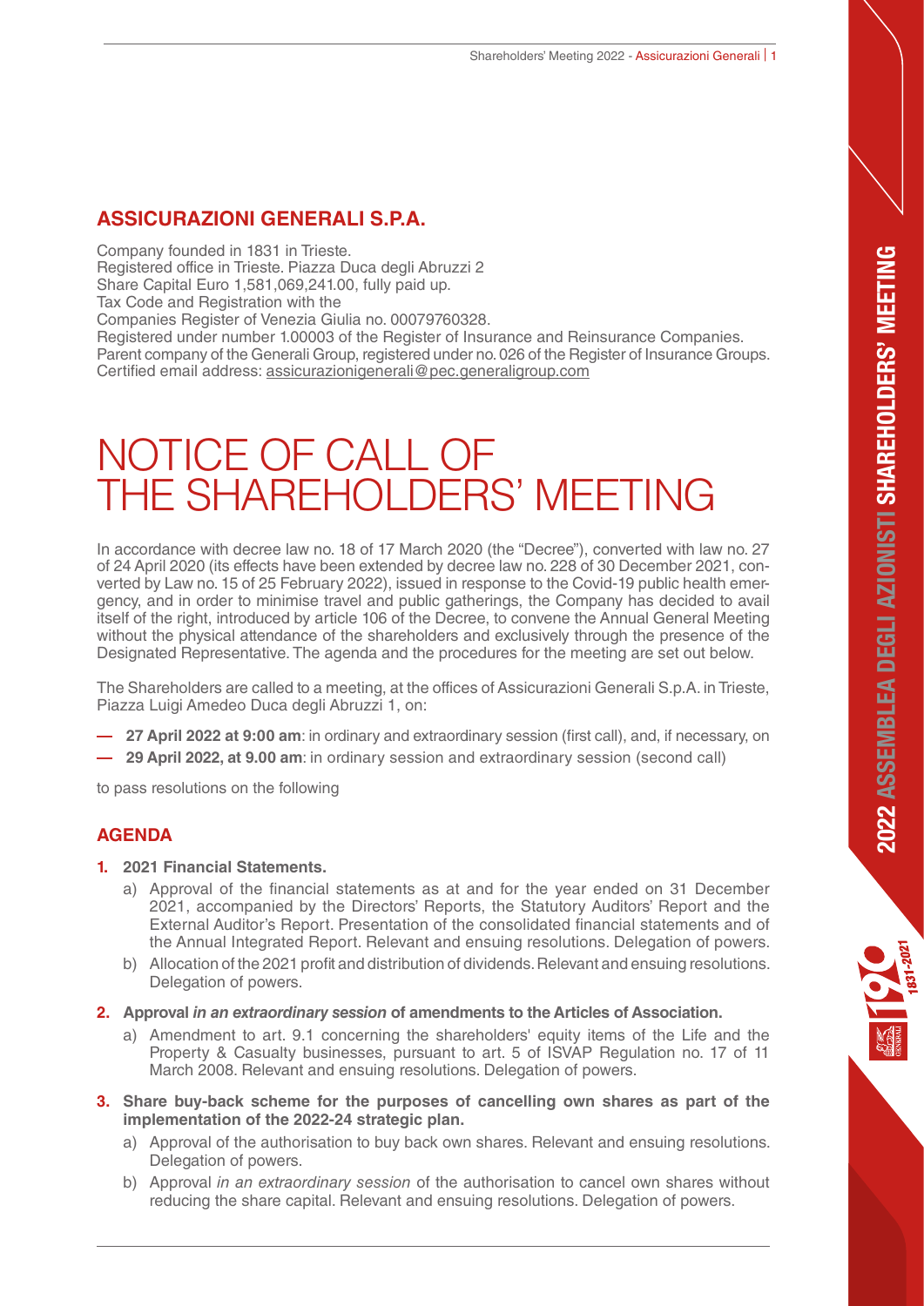## ASSICURAZIONI GENERALI S.P.A.

Company founded in 1831 in Trieste.
Registered office in Trieste. Piazza Duca degli Abruzzi 2
Share Capital Euro 1,581,069,241.00, fully paid up.
Tax Code and Registration with the
Companies Register of Venezia Giulia no. 00079760328.
Registered under number 1.00003 of the Register of Insurance and Reinsurance Companies.
Parent company of the Generali Group, registered under no. 026 of the Register of Insurance Groups.
Certified email address: assicurazionigenerali@pec.generaligroup.com

# NOTICE OF CALL OF THE SHAREHOLDERS' MEETING

In accordance with decree law no. 18 of 17 March 2020 (the "Decree"), converted with law no. 27 of 24 April 2020 (its effects have been extended by decree law no. 228 of 30 December 2021, converted by Law no. 15 of 25 February 2022), issued in response to the Covid-19 public health emergency, and in order to minimise travel and public gatherings, the Company has decided to avail itself of the right, introduced by article 106 of the Decree, to convene the Annual General Meeting without the physical attendance of the shareholders and exclusively through the presence of the Designated Representative. The agenda and the procedures for the meeting are set out below.

The Shareholders are called to a meeting, at the offices of Assicurazioni Generali S.p.A. in Trieste, Piazza Luigi Amedeo Duca degli Abruzzi 1, on:

- **27 April 2022 at 9:00 am**: in ordinary and extraordinary session (first call), and, if necessary, on
- **29 April 2022, at 9.00 am**: in ordinary session and extraordinary session (second call)

to pass resolutions on the following

## AGENDA

1. **2021 Financial Statements.**
   a) Approval of the financial statements as at and for the year ended on 31 December 2021, accompanied by the Directors' Reports, the Statutory Auditors' Report and the External Auditor's Report. Presentation of the consolidated financial statements and of the Annual Integrated Report. Relevant and ensuing resolutions. Delegation of powers.
   b) Allocation of the 2021 profit and distribution of dividends. Relevant and ensuing resolutions. Delegation of powers.

2. **Approval *in an extraordinary session* of amendments to the Articles of Association.**
   a) Amendment to art. 9.1 concerning the shareholders' equity items of the Life and the Property & Casualty businesses, pursuant to art. 5 of ISVAP Regulation no. 17 of 11 March 2008. Relevant and ensuing resolutions. Delegation of powers.

3. **Share buy-back scheme for the purposes of cancelling own shares as part of the implementation of the 2022-24 strategic plan.**
   a) Approval of the authorisation to buy back own shares. Relevant and ensuing resolutions. Delegation of powers.
   b) Approval *in an extraordinary session* of the authorisation to cancel own shares without reducing the share capital. Relevant and ensuing resolutions. Delegation of powers.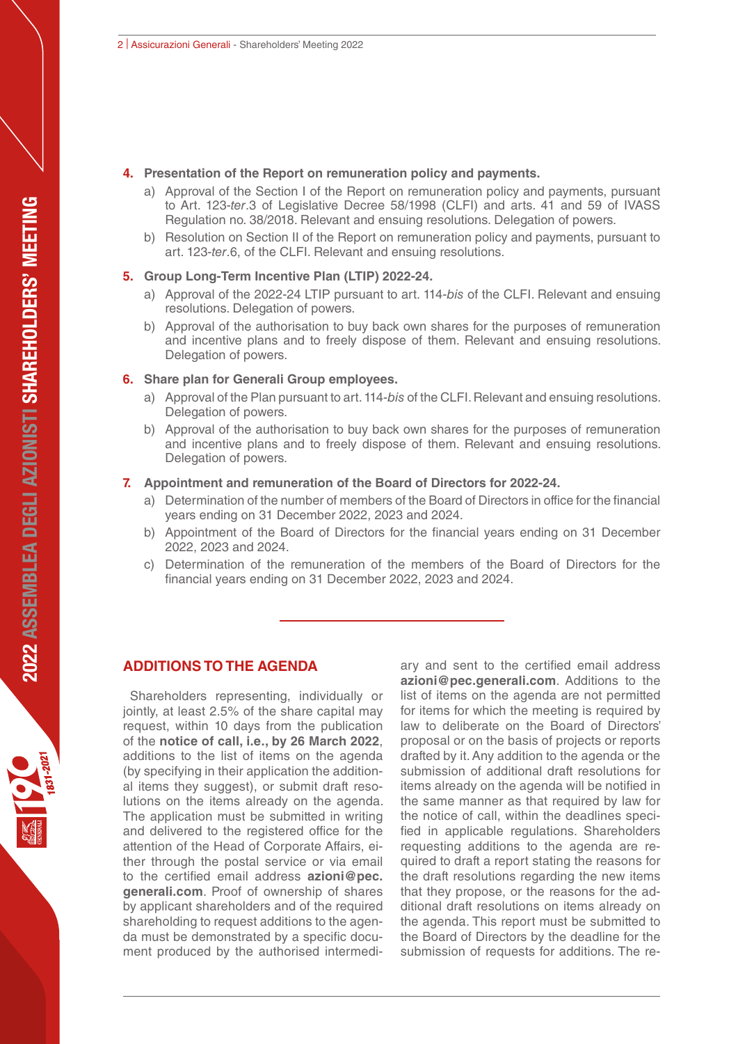4. **Presentation of the Report on remuneration policy and payments.**
   a) Approval of the Section I of the Report on remuneration policy and payments, pursuant to Art. 123-*ter*.3 of Legislative Decree 58/1998 (CLFI) and arts. 41 and 59 of IVASS Regulation no. 38/2018. Relevant and ensuing resolutions. Delegation of powers.
   b) Resolution on Section II of the Report on remuneration policy and payments, pursuant to art. 123-*ter*.6, of the CLFI. Relevant and ensuing resolutions.

5. **Group Long-Term Incentive Plan (LTIP) 2022-24.**
   a) Approval of the 2022-24 LTIP pursuant to art. 114-*bis* of the CLFI. Relevant and ensuing resolutions. Delegation of powers.
   b) Approval of the authorisation to buy back own shares for the purposes of remuneration and incentive plans and to freely dispose of them. Relevant and ensuing resolutions. Delegation of powers.

6. **Share plan for Generali Group employees.**
   a) Approval of the Plan pursuant to art. 114-*bis* of the CLFI. Relevant and ensuing resolutions. Delegation of powers.
   b) Approval of the authorisation to buy back own shares for the purposes of remuneration and incentive plans and to freely dispose of them. Relevant and ensuing resolutions. Delegation of powers.

7. **Appointment and remuneration of the Board of Directors for 2022-24.**
   a) Determination of the number of members of the Board of Directors in office for the financial years ending on 31 December 2022, 2023 and 2024.
   b) Appointment of the Board of Directors for the financial years ending on 31 December 2022, 2023 and 2024.
   c) Determination of the remuneration of the members of the Board of Directors for the financial years ending on 31 December 2022, 2023 and 2024.

## ADDITIONS TO THE AGENDA

Shareholders representing, individually or jointly, at least 2.5% of the share capital may request, within 10 days from the publication of the **notice of call, i.e., by 26 March 2022**, additions to the list of items on the agenda (by specifying in their application the additional items they suggest), or submit draft resolutions on the items already on the agenda. The application must be submitted in writing and delivered to the registered office for the attention of the Head of Corporate Affairs, either through the postal service or via email to the certified email address **azioni@pec.generali.com**. Proof of ownership of shares by applicant shareholders and of the required shareholding to request additions to the agenda must be demonstrated by a specific document produced by the authorised intermediary and sent to the certified email address **azioni@pec.generali.com**. Additions to the list of items on the agenda are not permitted for items for which the meeting is required by law to deliberate on the Board of Directors' proposal or on the basis of projects or reports drafted by it. Any addition to the agenda or the submission of additional draft resolutions for items already on the agenda will be notified in the same manner as that required by law for the notice of call, within the deadlines specified in applicable regulations. Shareholders requesting additions to the agenda are required to draft a report stating the reasons for the draft resolutions regarding the new items that they propose, or the reasons for the additional draft resolutions on items already on the agenda. This report must be submitted to the Board of Directors by the deadline for the submission of requests for additions. The re-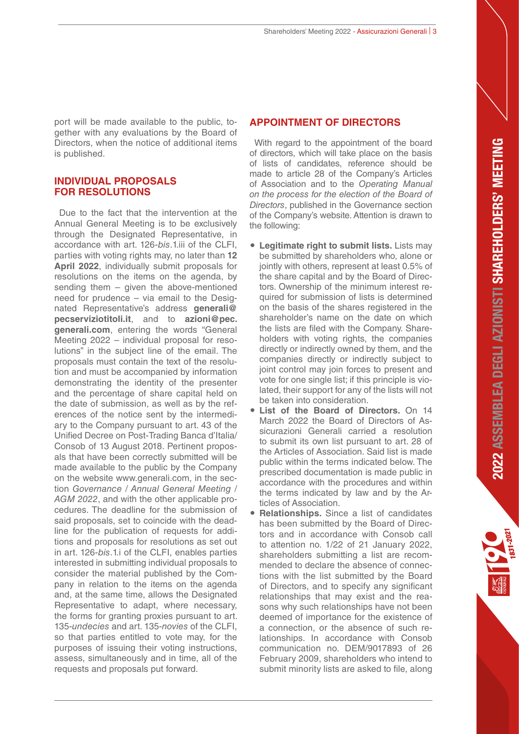port will be made available to the public, together with any evaluations by the Board of Directors, when the notice of additional items is published.

## INDIVIDUAL PROPOSALS FOR RESOLUTIONS

Due to the fact that the intervention at the Annual General Meeting is to be exclusively through the Designated Representative, in accordance with art. 126-*bis*.1.iii of the CLFI, parties with voting rights may, no later than **12 April 2022**, individually submit proposals for resolutions on the items on the agenda, by sending them – given the above-mentioned need for prudence – via email to the Designated Representative's address **generali@pecserviziotitoli.it**, and to **azioni@pec.generali.com**, entering the words "General Meeting 2022 – individual proposal for resolutions" in the subject line of the email. The proposals must contain the text of the resolution and must be accompanied by information demonstrating the identity of the presenter and the percentage of share capital held on the date of submission, as well as by the references of the notice sent by the intermediary to the Company pursuant to art. 43 of the Unified Decree on Post-Trading Banca d'Italia/Consob of 13 August 2018. Pertinent proposals that have been correctly submitted will be made available to the public by the Company on the website www.generali.com, in the section *Governance / Annual General Meeting / AGM 2022*, and with the other applicable procedures. The deadline for the submission of said proposals, set to coincide with the deadline for the publication of requests for additions and proposals for resolutions as set out in art. 126-*bis*.1.i of the CLFI, enables parties interested in submitting individual proposals to consider the material published by the Company in relation to the items on the agenda and, at the same time, allows the Designated Representative to adapt, where necessary, the forms for granting proxies pursuant to art. 135-*undecies* and art. 135-*novies* of the CLFI, so that parties entitled to vote may, for the purposes of issuing their voting instructions, assess, simultaneously and in time, all of the requests and proposals put forward.

## APPOINTMENT OF DIRECTORS

With regard to the appointment of the board of directors, which will take place on the basis of lists of candidates, reference should be made to article 28 of the Company's Articles of Association and to the *Operating Manual on the process for the election of the Board of Directors*, published in the Governance section of the Company's website. Attention is drawn to the following:

- **Legitimate right to submit lists.** Lists may be submitted by shareholders who, alone or jointly with others, represent at least 0.5% of the share capital and by the Board of Directors. Ownership of the minimum interest required for submission of lists is determined on the basis of the shares registered in the shareholder's name on the date on which the lists are filed with the Company. Shareholders with voting rights, the companies directly or indirectly owned by them, and the companies directly or indirectly subject to joint control may join forces to present and vote for one single list; if this principle is violated, their support for any of the lists will not be taken into consideration.
- **List of the Board of Directors.** On 14 March 2022 the Board of Directors of Assicurazioni Generali carried a resolution to submit its own list pursuant to art. 28 of the Articles of Association. Said list is made public within the terms indicated below. The prescribed documentation is made public in accordance with the procedures and within the terms indicated by law and by the Articles of Association.
- **Relationships.** Since a list of candidates has been submitted by the Board of Directors and in accordance with Consob call to attention no. 1/22 of 21 January 2022, shareholders submitting a list are recommended to declare the absence of connections with the list submitted by the Board of Directors, and to specify any significant relationships that may exist and the reasons why such relationships have not been deemed of importance for the existence of a connection, or the absence of such relationships. In accordance with Consob communication no. DEM/9017893 of 26 February 2009, shareholders who intend to submit minority lists are asked to file, along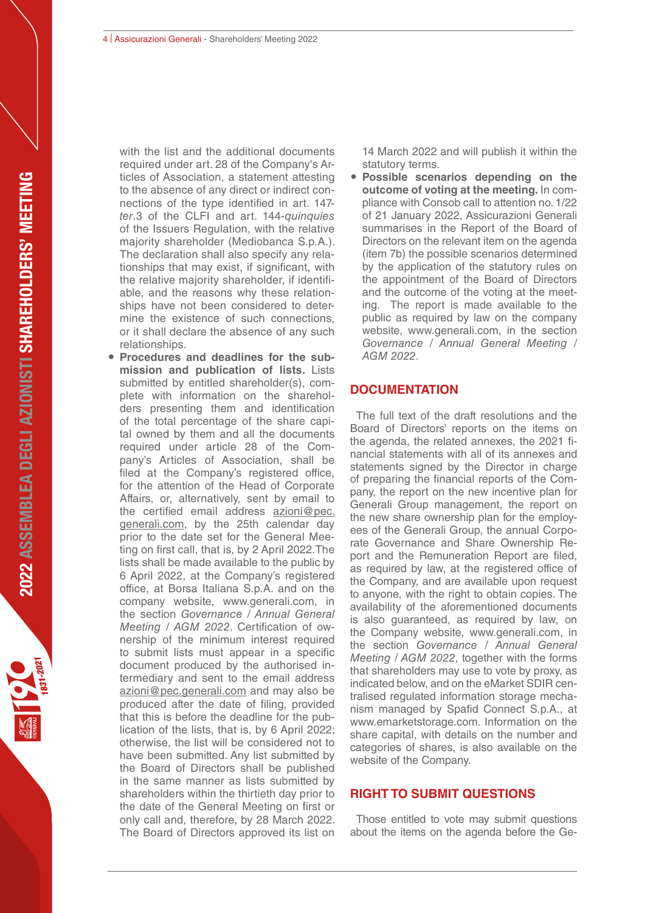with the list and the additional documents required under art. 28 of the Company's Articles of Association, a statement attesting to the absence of any direct or indirect connections of the type identified in art. 147-*ter*.3 of the CLFI and art. 144-*quinquies* of the Issuers Regulation, with the relative majority shareholder (Mediobanca S.p.A.). The declaration shall also specify any relationships that may exist, if significant, with the relative majority shareholder, if identifiable, and the reasons why these relationships have not been considered to determine the existence of such connections, or it shall declare the absence of any such relationships.

- **Procedures and deadlines for the submission and publication of lists.** Lists submitted by entitled shareholder(s), complete with information on the shareholders presenting them and identification of the total percentage of the share capital owned by them and all the documents required under article 28 of the Company's Articles of Association, shall be filed at the Company's registered office, for the attention of the Head of Corporate Affairs, or, alternatively, sent by email to the certified email address azioni@pec.generali.com, by the 25th calendar day prior to the date set for the General Meeting on first call, that is, by 2 April 2022.The lists shall be made available to the public by 6 April 2022, at the Company's registered office, at Borsa Italiana S.p.A. and on the company website, www.generali.com, in the section *Governance / Annual General Meeting / AGM 2022*. Certification of ownership of the minimum interest required to submit lists must appear in a specific document produced by the authorised intermediary and sent to the email address azioni@pec.generali.com and may also be produced after the date of filing, provided that this is before the deadline for the publication of the lists, that is, by 6 April 2022; otherwise, the list will be considered not to have been submitted. Any list submitted by the Board of Directors shall be published in the same manner as lists submitted by shareholders within the thirtieth day prior to the date of the General Meeting on first or only call and, therefore, by 28 March 2022. The Board of Directors approved its list on 14 March 2022 and will publish it within the statutory terms.
- **Possible scenarios depending on the outcome of voting at the meeting.** In compliance with Consob call to attention no. 1/22 of 21 January 2022, Assicurazioni Generali summarises in the Report of the Board of Directors on the relevant item on the agenda (item 7b) the possible scenarios determined by the application of the statutory rules on the appointment of the Board of Directors and the outcome of the voting at the meeting. The report is made available to the public as required by law on the company website, www.generali.com, in the section *Governance / Annual General Meeting / AGM 2022*.

## DOCUMENTATION

The full text of the draft resolutions and the Board of Directors' reports on the items on the agenda, the related annexes, the 2021 financial statements with all of its annexes and statements signed by the Director in charge of preparing the financial reports of the Company, the report on the new incentive plan for Generali Group management, the report on the new share ownership plan for the employees of the Generali Group, the annual Corporate Governance and Share Ownership Report and the Remuneration Report are filed, as required by law, at the registered office of the Company, and are available upon request to anyone, with the right to obtain copies. The availability of the aforementioned documents is also guaranteed, as required by law, on the Company website, www.generali.com, in the section *Governance / Annual General Meeting / AGM 2022*, together with the forms that shareholders may use to vote by proxy, as indicated below, and on the eMarket SDIR centralised regulated information storage mechanism managed by Spafid Connect S.p.A., at www.emarketstorage.com. Information on the share capital, with details on the number and categories of shares, is also available on the website of the Company.

## RIGHT TO SUBMIT QUESTIONS

Those entitled to vote may submit questions about the items on the agenda before the Ge-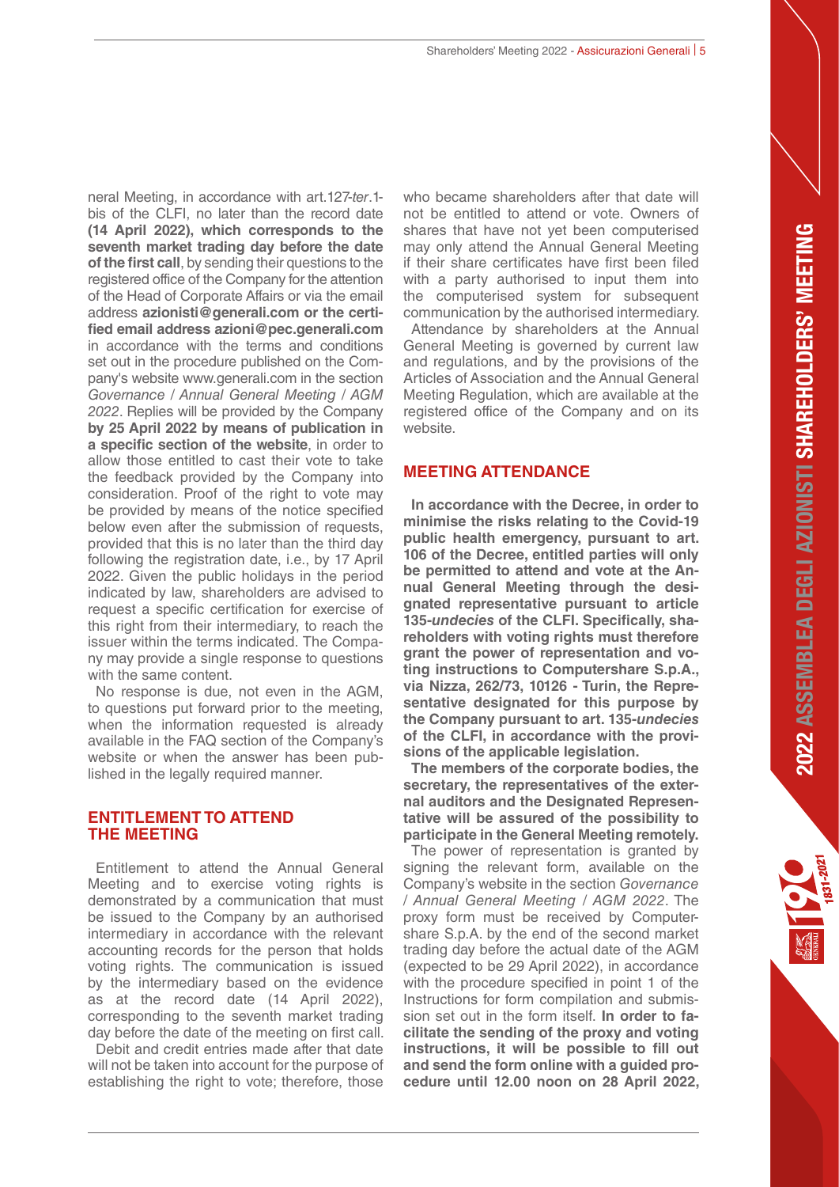neral Meeting, in accordance with art.127-*ter*.1-bis of the CLFI, no later than the record date **(14 April 2022), which corresponds to the seventh market trading day before the date of the first call**, by sending their questions to the registered office of the Company for the attention of the Head of Corporate Affairs or via the email address **azionisti@generali.com or the certified email address azioni@pec.generali.com** in accordance with the terms and conditions set out in the procedure published on the Company's website www.generali.com in the section *Governance / Annual General Meeting / AGM 2022*. Replies will be provided by the Company **by 25 April 2022 by means of publication in a specific section of the website**, in order to allow those entitled to cast their vote to take the feedback provided by the Company into consideration. Proof of the right to vote may be provided by means of the notice specified below even after the submission of requests, provided that this is no later than the third day following the registration date, i.e., by 17 April 2022. Given the public holidays in the period indicated by law, shareholders are advised to request a specific certification for exercise of this right from their intermediary, to reach the issuer within the terms indicated. The Company may provide a single response to questions with the same content.

No response is due, not even in the AGM, to questions put forward prior to the meeting, when the information requested is already available in the FAQ section of the Company's website or when the answer has been published in the legally required manner.

## ENTITLEMENT TO ATTEND THE MEETING

Entitlement to attend the Annual General Meeting and to exercise voting rights is demonstrated by a communication that must be issued to the Company by an authorised intermediary in accordance with the relevant accounting records for the person that holds voting rights. The communication is issued by the intermediary based on the evidence as at the record date (14 April 2022), corresponding to the seventh market trading day before the date of the meeting on first call.

Debit and credit entries made after that date will not be taken into account for the purpose of establishing the right to vote; therefore, those who became shareholders after that date will not be entitled to attend or vote. Owners of shares that have not yet been computerised may only attend the Annual General Meeting if their share certificates have first been filed with a party authorised to input them into the computerised system for subsequent communication by the authorised intermediary.

Attendance by shareholders at the Annual General Meeting is governed by current law and regulations, and by the provisions of the Articles of Association and the Annual General Meeting Regulation, which are available at the registered office of the Company and on its website.

## MEETING ATTENDANCE

**In accordance with the Decree, in order to minimise the risks relating to the Covid-19 public health emergency, pursuant to art. 106 of the Decree, entitled parties will only be permitted to attend and vote at the Annual General Meeting through the designated representative pursuant to article 135-*undecies* of the CLFI. Specifically, shareholders with voting rights must therefore grant the power of representation and voting instructions to Computershare S.p.A., via Nizza, 262/73, 10126 - Turin, the Representative designated for this purpose by the Company pursuant to art. 135-*undecies* of the CLFI, in accordance with the provisions of the applicable legislation.**

**The members of the corporate bodies, the secretary, the representatives of the external auditors and the Designated Representative will be assured of the possibility to participate in the General Meeting remotely.**

The power of representation is granted by signing the relevant form, available on the Company's website in the section *Governance / Annual General Meeting / AGM 2022*. The proxy form must be received by Computershare S.p.A. by the end of the second market trading day before the actual date of the AGM (expected to be 29 April 2022), in accordance with the procedure specified in point 1 of the Instructions for form compilation and submission set out in the form itself. **In order to facilitate the sending of the proxy and voting instructions, it will be possible to fill out and send the form online with a guided procedure until 12.00 noon on 28 April 2022,**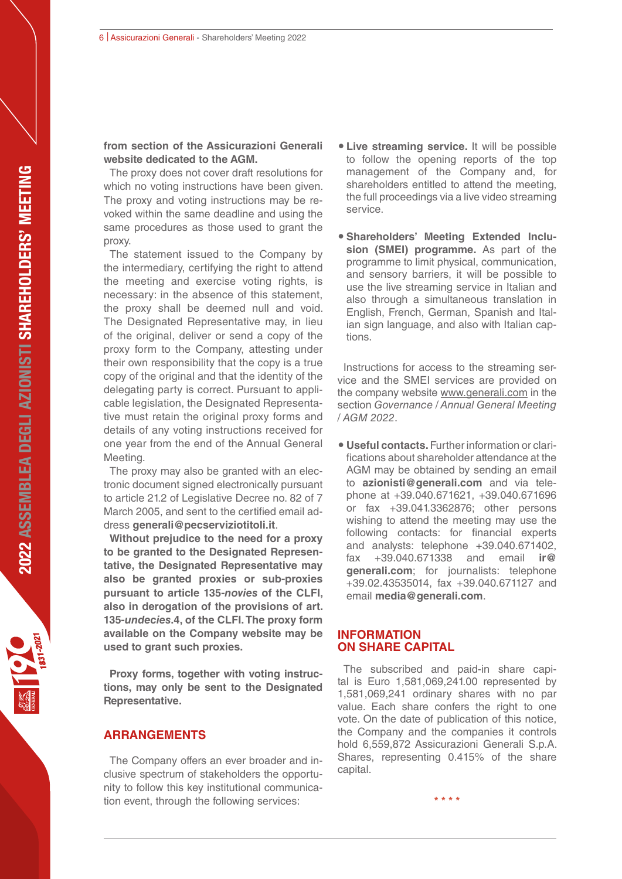**from section of the Assicurazioni Generali website dedicated to the AGM.**

The proxy does not cover draft resolutions for which no voting instructions have been given. The proxy and voting instructions may be revoked within the same deadline and using the same procedures as those used to grant the proxy.

The statement issued to the Company by the intermediary, certifying the right to attend the meeting and exercise voting rights, is necessary: in the absence of this statement, the proxy shall be deemed null and void. The Designated Representative may, in lieu of the original, deliver or send a copy of the proxy form to the Company, attesting under their own responsibility that the copy is a true copy of the original and that the identity of the delegating party is correct. Pursuant to applicable legislation, the Designated Representative must retain the original proxy forms and details of any voting instructions received for one year from the end of the Annual General Meeting.

The proxy may also be granted with an electronic document signed electronically pursuant to article 21.2 of Legislative Decree no. 82 of 7 March 2005, and sent to the certified email address **generali@pecserviziotitoli.it**.

**Without prejudice to the need for a proxy to be granted to the Designated Representative, the Designated Representative may also be granted proxies or sub-proxies pursuant to article 135-*novies* of the CLFI, also in derogation of the provisions of art. 135-*undecies*.4, of the CLFI. The proxy form available on the Company website may be used to grant such proxies.**

**Proxy forms, together with voting instructions, may only be sent to the Designated Representative.**

## ARRANGEMENTS

The Company offers an ever broader and inclusive spectrum of stakeholders the opportunity to follow this key institutional communication event, through the following services:

- **Live streaming service.** It will be possible to follow the opening reports of the top management of the Company and, for shareholders entitled to attend the meeting, the full proceedings via a live video streaming service.

- **Shareholders' Meeting Extended Inclusion (SMEI) programme.** As part of the programme to limit physical, communication, and sensory barriers, it will be possible to use the live streaming service in Italian and also through a simultaneous translation in English, French, German, Spanish and Italian sign language, and also with Italian captions.

Instructions for access to the streaming service and the SMEI services are provided on the company website www.generali.com in the section *Governance / Annual General Meeting / AGM 2022*.

- **Useful contacts.** Further information or clarifications about shareholder attendance at the AGM may be obtained by sending an email to **azionisti@generali.com** and via telephone at +39.040.671621, +39.040.671696 or fax +39.041.3362876; other persons wishing to attend the meeting may use the following contacts: for financial experts and analysts: telephone +39.040.671402, fax +39.040.671338 and email **ir@generali.com**; for journalists: telephone +39.02.43535014, fax +39.040.671127 and email **media@generali.com**.

## INFORMATION ON SHARE CAPITAL

The subscribed and paid-in share capital is Euro 1,581,069,241.00 represented by 1,581,069,241 ordinary shares with no par value. Each share confers the right to one vote. On the date of publication of this notice, the Company and the companies it controls hold 6,559,872 Assicurazioni Generali S.p.A. Shares, representing 0.415% of the share capital.

\* \* \* \*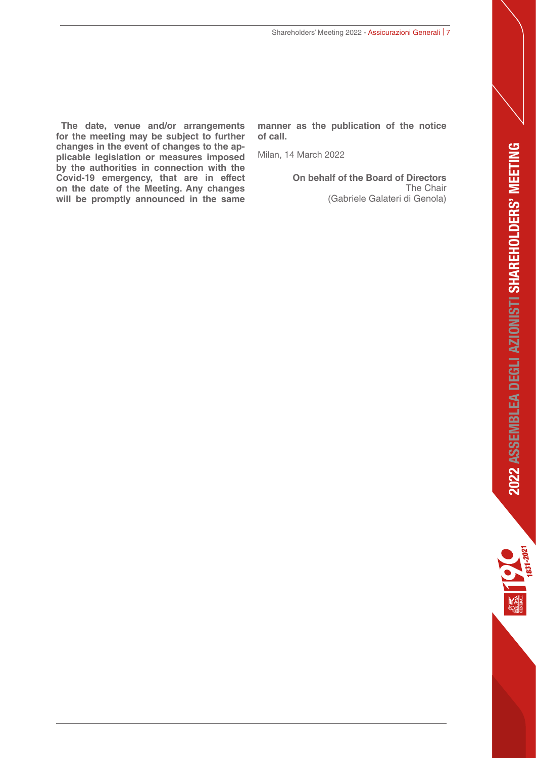**The date, venue and/or arrangements for the meeting may be subject to further changes in the event of changes to the applicable legislation or measures imposed by the authorities in connection with the Covid-19 emergency, that are in effect on the date of the Meeting. Any changes will be promptly announced in the same manner as the publication of the notice of call.**

Milan, 14 March 2022

**On behalf of the Board of Directors**
The Chair
(Gabriele Galateri di Genola)